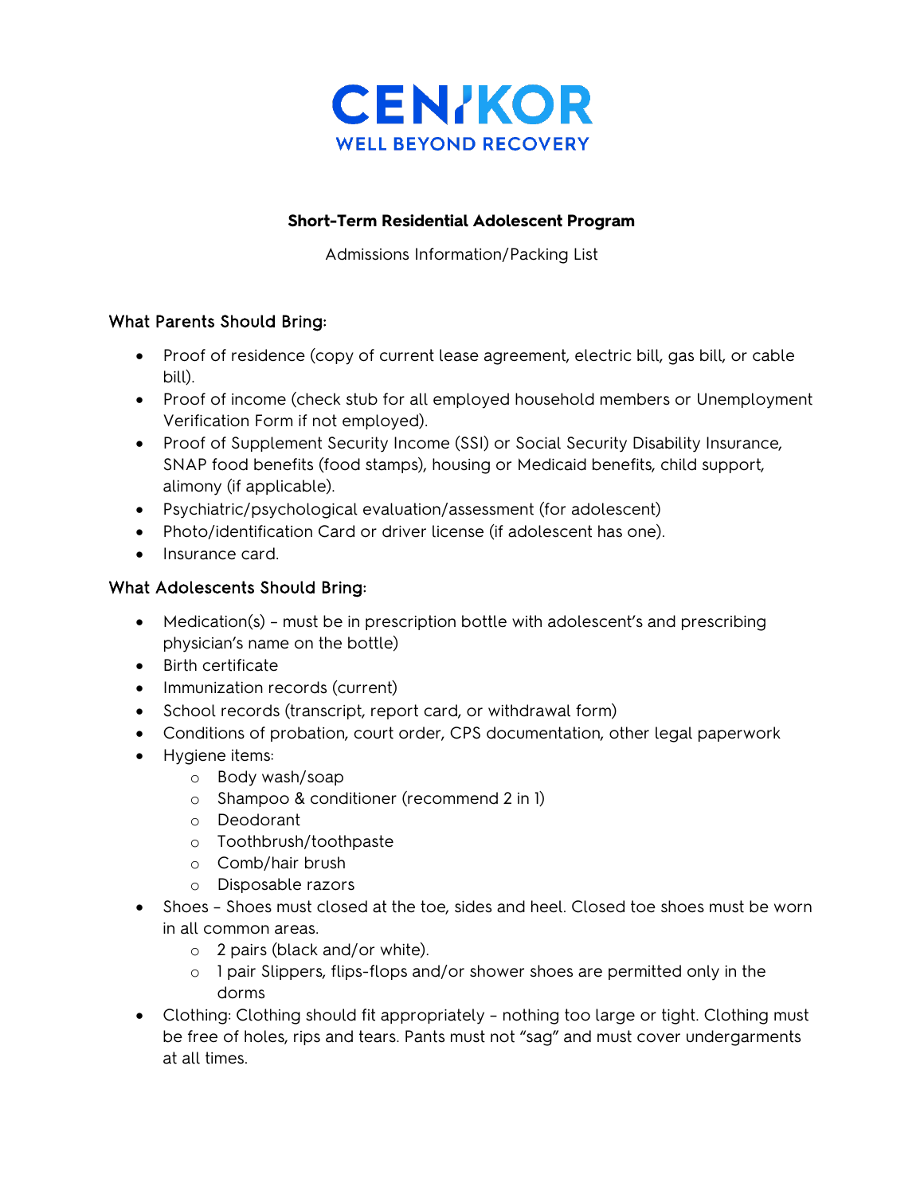CENIKOR

WELL BEYOND RECOVERY

**Short-Term Residential Adolescent Program**

Admissions Information/Packing List

### What Parents Should Bring:

- Proof of residence (copy of current lease agreement, electric bill, gas bill, or cable bill).
- Proof of income (check stub for all employed household members or Unemployment Verification Form if not employed).
- Proof of Supplement Security Income (SSI) or Social Security Disability Insurance, SNAP food benefits (food stamps), housing or Medicaid benefits, child support, alimony (if applicable).
- Psychiatric/psychological evaluation/assessment (for adolescent)
- Photo/identification Card or driver license (if adolescent has one).
- Insurance card.

### What Adolescents Should Bring:

- Medication(s) – must be in prescription bottle with adolescent's and prescribing physician's name on the bottle)
- Birth certificate
- Immunization records (current)
- School records (transcript, report card, or withdrawal form)
- Conditions of probation, court order, CPS documentation, other legal paperwork
- Hygiene items:
  - Body wash/soap
  - Shampoo & conditioner (recommend 2 in 1)
  - Deodorant
  - Toothbrush/toothpaste
  - Comb/hair brush
  - Disposable razors
- Shoes – Shoes must closed at the toe, sides and heel. Closed toe shoes must be worn in all common areas.
  - 2 pairs (black and/or white).
  - 1 pair Slippers, flips-flops and/or shower shoes are permitted only in the dorms
- Clothing: Clothing should fit appropriately – nothing too large or tight. Clothing must be free of holes, rips and tears. Pants must not "sag" and must cover undergarments at all times.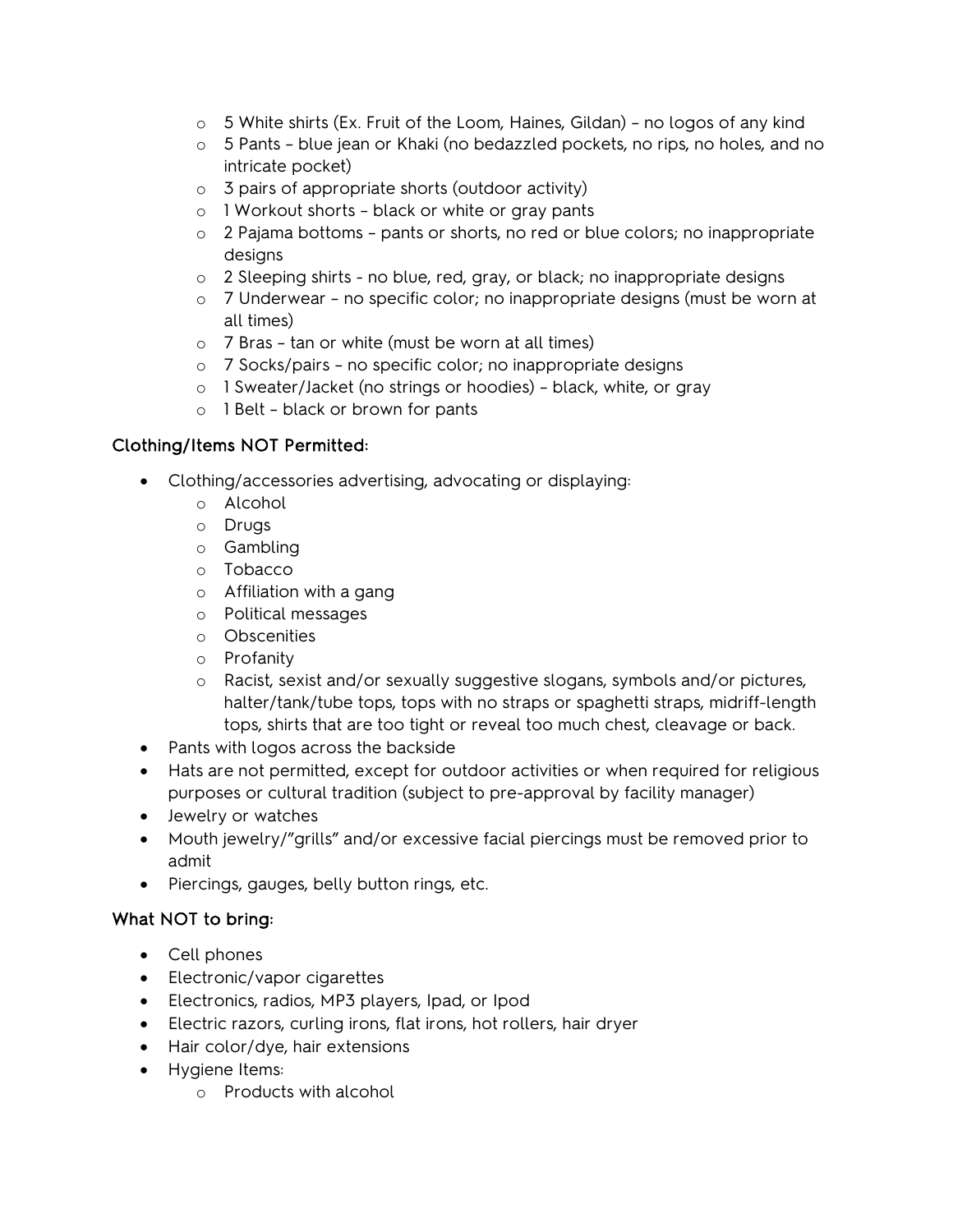- 5 White shirts (Ex. Fruit of the Loom, Haines, Gildan) – no logos of any kind
- 5 Pants – blue jean or Khaki (no bedazzled pockets, no rips, no holes, and no intricate pocket)
- 3 pairs of appropriate shorts (outdoor activity)
- 1 Workout shorts – black or white or gray pants
- 2 Pajama bottoms – pants or shorts, no red or blue colors; no inappropriate designs
- 2 Sleeping shirts - no blue, red, gray, or black; no inappropriate designs
- 7 Underwear – no specific color; no inappropriate designs (must be worn at all times)
- 7 Bras – tan or white (must be worn at all times)
- 7 Socks/pairs – no specific color; no inappropriate designs
- 1 Sweater/Jacket (no strings or hoodies) – black, white, or gray
- 1 Belt – black or brown for pants

## Clothing/Items NOT Permitted:

- Clothing/accessories advertising, advocating or displaying:
  - Alcohol
  - Drugs
  - Gambling
  - Tobacco
  - Affiliation with a gang
  - Political messages
  - Obscenities
  - Profanity
  - Racist, sexist and/or sexually suggestive slogans, symbols and/or pictures, halter/tank/tube tops, tops with no straps or spaghetti straps, midriff-length tops, shirts that are too tight or reveal too much chest, cleavage or back.
- Pants with logos across the backside
- Hats are not permitted, except for outdoor activities or when required for religious purposes or cultural tradition (subject to pre-approval by facility manager)
- Jewelry or watches
- Mouth jewelry/"grills" and/or excessive facial piercings must be removed prior to admit
- Piercings, gauges, belly button rings, etc.

## What NOT to bring:

- Cell phones
- Electronic/vapor cigarettes
- Electronics, radios, MP3 players, Ipad, or Ipod
- Electric razors, curling irons, flat irons, hot rollers, hair dryer
- Hair color/dye, hair extensions
- Hygiene Items:
  - Products with alcohol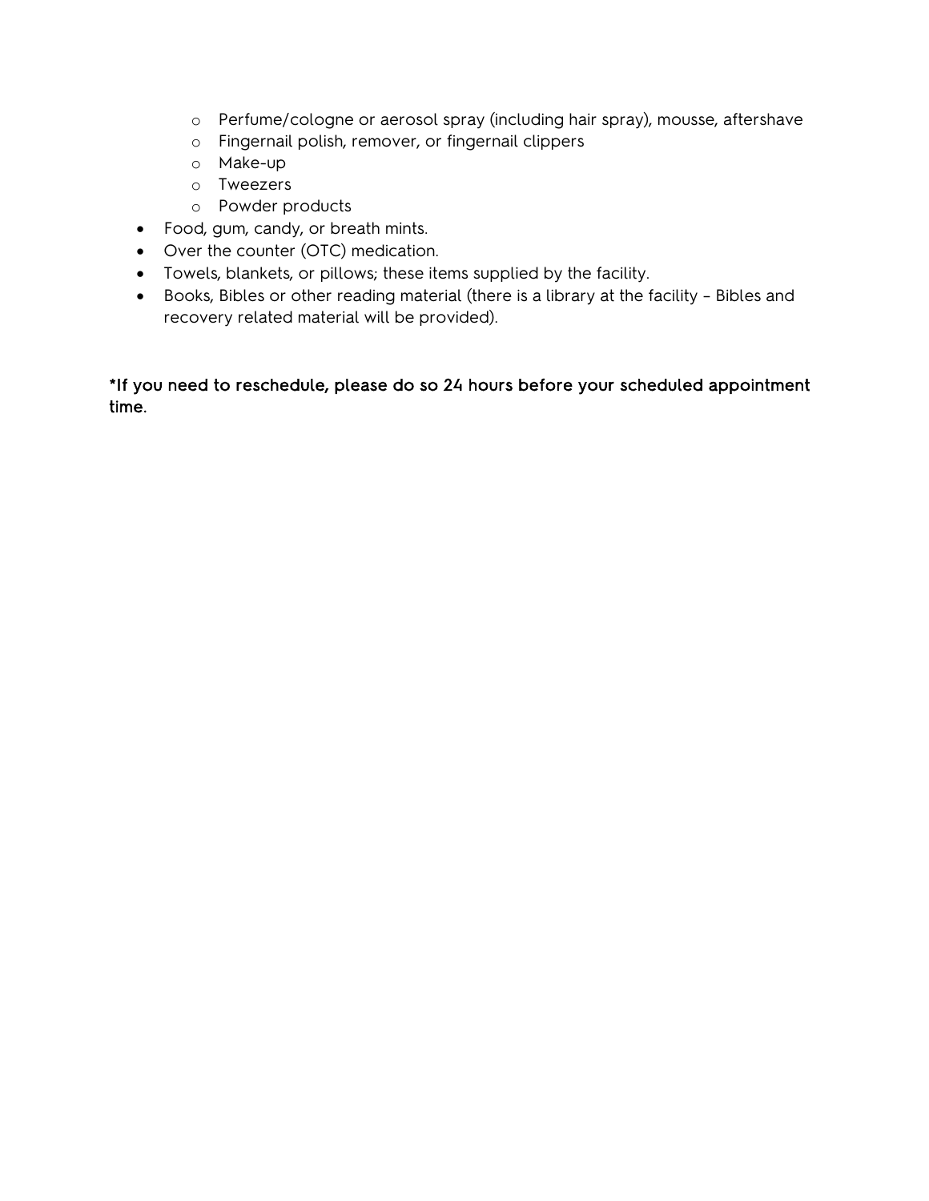- Perfume/cologne or aerosol spray (including hair spray), mousse, aftershave
  - Fingernail polish, remover, or fingernail clippers
  - Make-up
  - Tweezers
  - Powder products
- Food, gum, candy, or breath mints.
- Over the counter (OTC) medication.
- Towels, blankets, or pillows; these items supplied by the facility.
- Books, Bibles or other reading material (there is a library at the facility – Bibles and recovery related material will be provided).

*If you need to reschedule, please do so 24 hours before your scheduled appointment time.